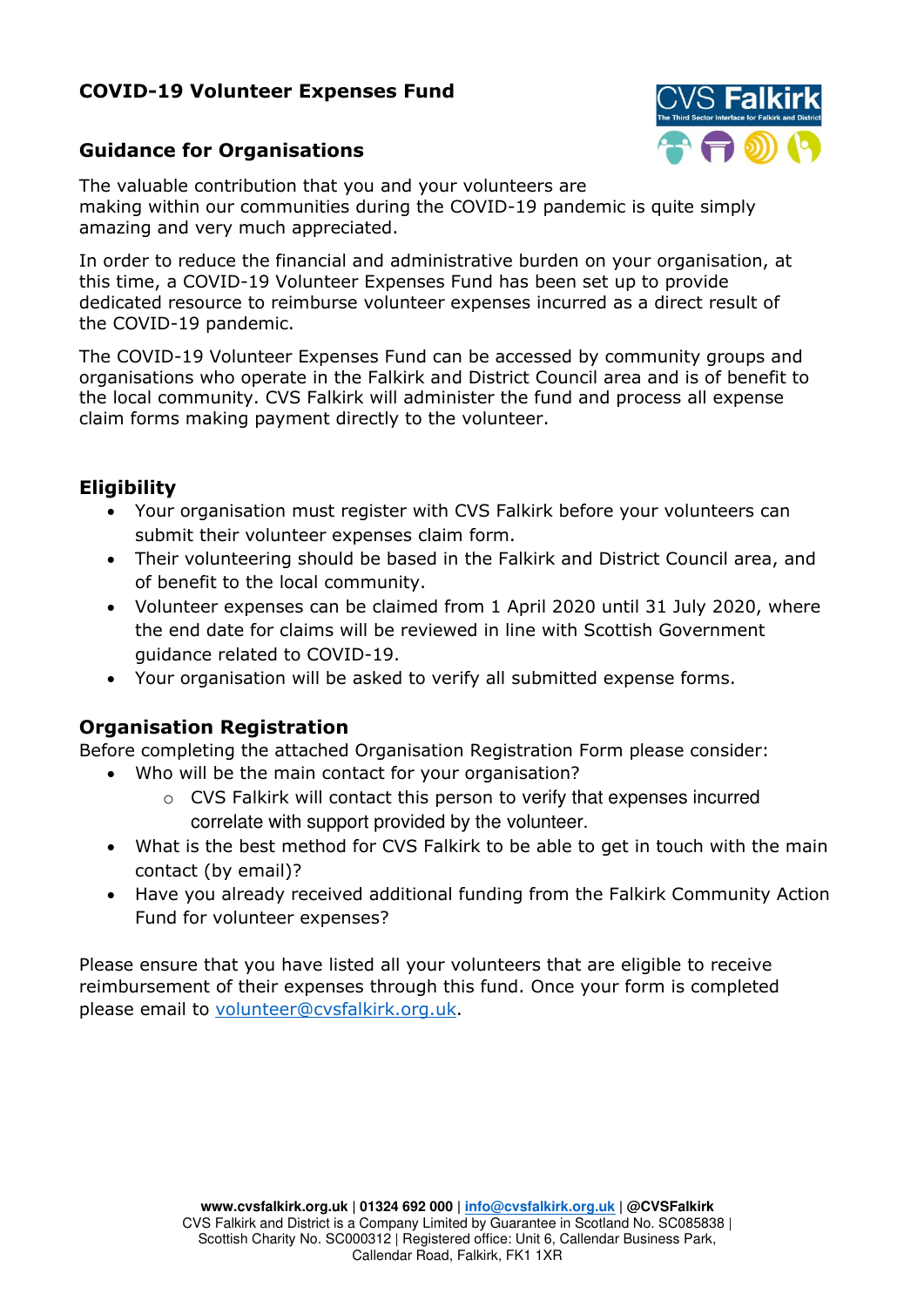# COVID-19 Volunteer Expenses Fund

## Guidance for Organisations

The valuable contribution that you and your volunteers are making within our communities during the COVID-19 pandemic is quite simply amazing and very much appreciated.

In order to reduce the financial and administrative burden on your organisation, at this time, a COVID-19 Volunteer Expenses Fund has been set up to provide dedicated resource to reimburse volunteer expenses incurred as a direct result of the COVID-19 pandemic.

The COVID-19 Volunteer Expenses Fund can be accessed by community groups and organisations who operate in the Falkirk and District Council area and is of benefit to the local community. CVS Falkirk will administer the fund and process all expense claim forms making payment directly to the volunteer.

## Eligibility

- Your organisation must register with CVS Falkirk before your volunteers can submit their volunteer expenses claim form.
- Their volunteering should be based in the Falkirk and District Council area, and of benefit to the local community.
- Volunteer expenses can be claimed from 1 April 2020 until 31 July 2020, where the end date for claims will be reviewed in line with Scottish Government guidance related to COVID-19.
- Your organisation will be asked to verify all submitted expense forms.

## Organisation Registration

Before completing the attached Organisation Registration Form please consider:

- Who will be the main contact for your organisation?
    - CVS Falkirk will contact this person to verify that expenses incurred correlate with support provided by the volunteer.
- What is the best method for CVS Falkirk to be able to get in touch with the main contact (by email)?
- Have you already received additional funding from the Falkirk Community Action Fund for volunteer expenses?

Please ensure that you have listed all your volunteers that are eligible to receive reimbursement of their expenses through this fund. Once your form is completed please email to volunteer@cvsfalkirk.org.uk.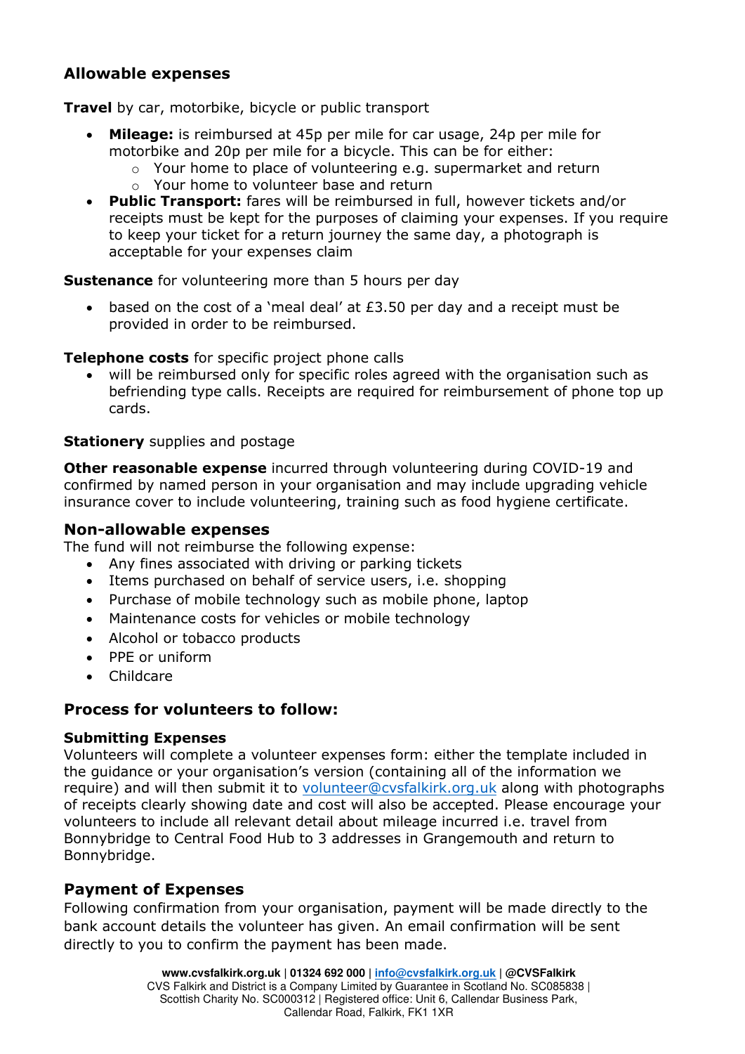## Allowable expenses

**Travel** by car, motorbike, bicycle or public transport

- **Mileage:** is reimbursed at 45p per mile for car usage, 24p per mile for motorbike and 20p per mile for a bicycle. This can be for either:
  - Your home to place of volunteering e.g. supermarket and return
  - Your home to volunteer base and return
- **Public Transport:** fares will be reimbursed in full, however tickets and/or receipts must be kept for the purposes of claiming your expenses. If you require to keep your ticket for a return journey the same day, a photograph is acceptable for your expenses claim

**Sustenance** for volunteering more than 5 hours per day

- based on the cost of a 'meal deal' at £3.50 per day and a receipt must be provided in order to be reimbursed.

**Telephone costs** for specific project phone calls

- will be reimbursed only for specific roles agreed with the organisation such as befriending type calls. Receipts are required for reimbursement of phone top up cards.

**Stationery** supplies and postage

**Other reasonable expense** incurred through volunteering during COVID-19 and confirmed by named person in your organisation and may include upgrading vehicle insurance cover to include volunteering, training such as food hygiene certificate.

## Non-allowable expenses

The fund will not reimburse the following expense:

- Any fines associated with driving or parking tickets
- Items purchased on behalf of service users, i.e. shopping
- Purchase of mobile technology such as mobile phone, laptop
- Maintenance costs for vehicles or mobile technology
- Alcohol or tobacco products
- PPE or uniform
- Childcare

## Process for volunteers to follow:

### Submitting Expenses

Volunteers will complete a volunteer expenses form: either the template included in the guidance or your organisation's version (containing all of the information we require) and will then submit it to volunteer@cvsfalkirk.org.uk along with photographs of receipts clearly showing date and cost will also be accepted. Please encourage your volunteers to include all relevant detail about mileage incurred i.e. travel from Bonnybridge to Central Food Hub to 3 addresses in Grangemouth and return to Bonnybridge.

## Payment of Expenses

Following confirmation from your organisation, payment will be made directly to the bank account details the volunteer has given. An email confirmation will be sent directly to you to confirm the payment has been made.